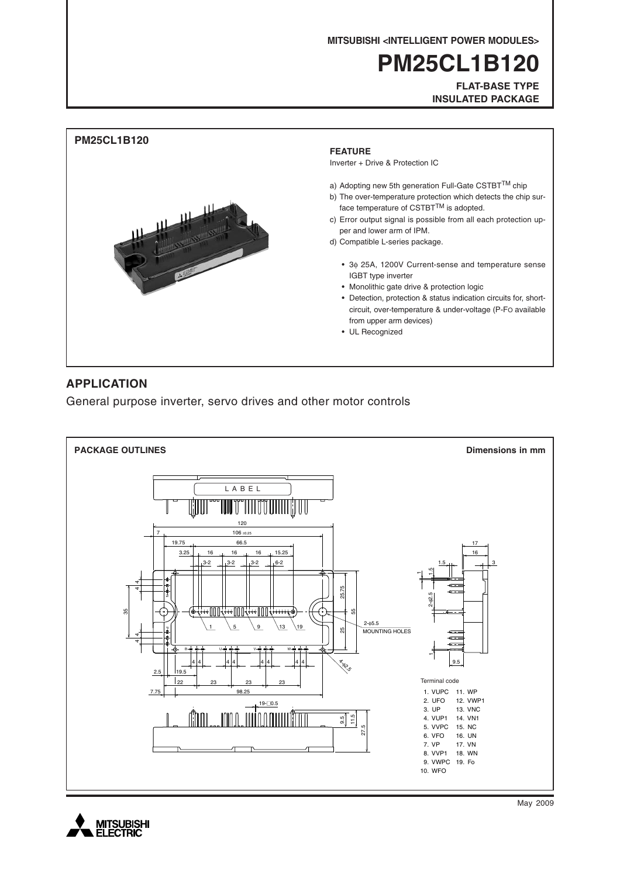MITSUBISHI <INTELLIGENT POWER MODULES>

# PM25CL1B120

**FLAT-BASE TYPE**
**INSULATED PACKAGE**

## PM25CL1B120

### FEATURE

Inverter + Drive & Protection IC

a) Adopting new 5th generation Full-Gate CSTBT™ chip
b) The over-temperature protection which detects the chip surface temperature of CSTBT™ is adopted.
c) Error output signal is possible from all each protection upper and lower arm of IPM.
d) Compatible L-series package.

- 3ϕ 25A, 1200V Current-sense and temperature sense IGBT type inverter
- Monolithic gate drive & protection logic
- Detection, protection & status indication circuits for, short-circuit, over-temperature & under-voltage (P-FO available from upper arm devices)
- UL Recognized

## APPLICATION

General purpose inverter, servo drives and other motor controls

## PACKAGE OUTLINES

Dimensions in mm

LABEL

120
7
106 ±0.25
19.75
66.5
3.25
16
16
16
15.25
3-2
3-2
3-2
6-2
17
16
1.5
3
1
1.5
2-ϕ2.5
25.75
55
35
25
4
4
4
4
1
5
9
13
19
2-ϕ5.5
MOUNTING HOLES
B
U
V
W
4-ϕ2.5
1
9.5
2.5
19.5
22
23
23
23
7.75
98.25
19-□0.5
9.5
11.5
27.5

Terminal code

| | |
|---|---|
| 1. VUPC | 11. WP |
| 2. UFO | 12. VWP1 |
| 3. UP | 13. VNC |
| 4. VUP1 | 14. VN1 |
| 5. VVPC | 15. NC |
| 6. VFO | 16. UN |
| 7. VP | 17. VN |
| 8. VVP1 | 18. WN |
| 9. VWPC | 19. Fo |
| 10. WFO | |

May 2009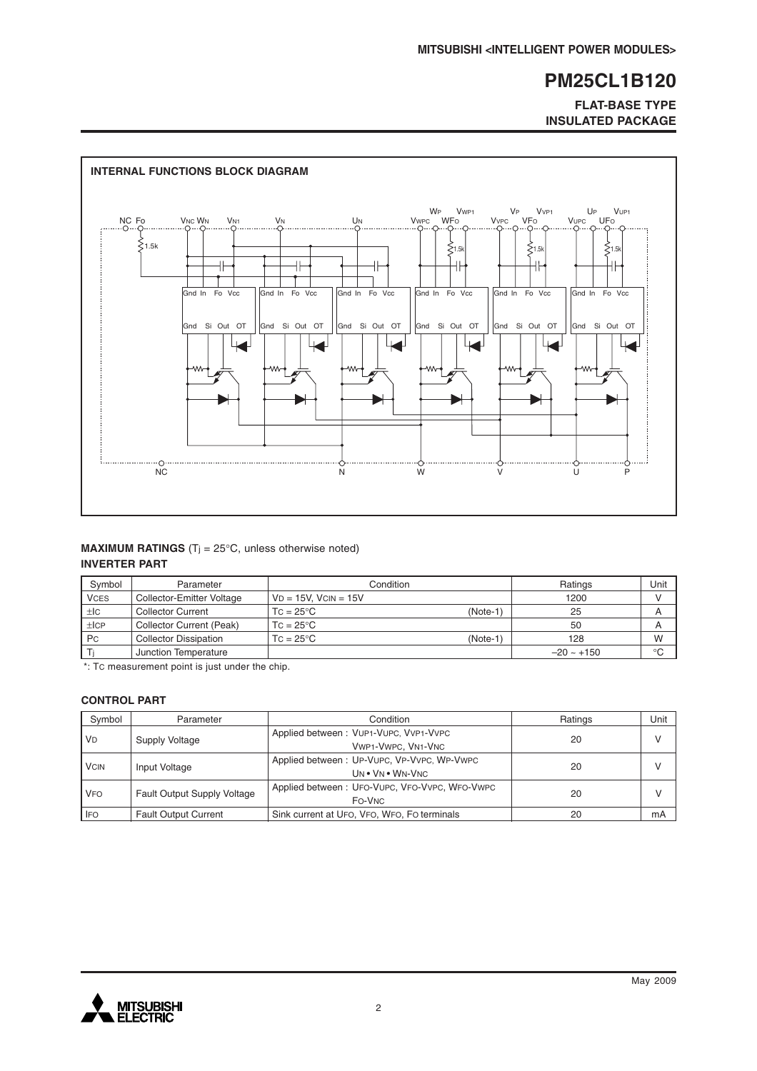# PM25CL1B120

**FLAT-BASE TYPE**
**INSULATED PACKAGE**

**INTERNAL FUNCTIONS BLOCK DIAGRAM**

NC Fo
VNC WN
VN1
VN
UN
VWPC WFO
WP VWP1
VVPC VFO
VP VVP1
VUPC UFO
UP VUP1
1.5k
Gnd In Fo Vcc
Gnd Si Out OT
NC
N
W
V
U
P

**MAXIMUM RATINGS** ($T_j$ = 25°C, unless otherwise noted)

**INVERTER PART**

| Symbol | Parameter | Condition | | Ratings | Unit |
|---|---|---|---|---|---|
| $V_{CES}$ | Collector-Emitter Voltage | $V_D$ = 15V, $V_{CIN}$ = 15V | | 1200 | V |
| $\pm I_C$ | Collector Current | $T_C$ = 25°C | (Note-1) | 25 | A |
| $\pm I_{CP}$ | Collector Current (Peak) | $T_C$ = 25°C | | 50 | A |
| $P_C$ | Collector Dissipation | $T_C$ = 25°C | (Note-1) | 128 | W |
| $T_j$ | Junction Temperature | | | –20 ~ +150 | °C |

*: $T_C$ measurement point is just under the chip.

**CONTROL PART**

| Symbol | Parameter | Condition | Ratings | Unit |
|---|---|---|---|---|
| $V_D$ | Supply Voltage | Applied between : $V_{UP1}$-$V_{UPC}$, $V_{VP1}$-$V_{VPC}$ $V_{WP1}$-$V_{WPC}$, $V_{N1}$-$V_{NC}$ | 20 | V |
| $V_{CIN}$ | Input Voltage | Applied between : $U_P$-$V_{UPC}$, $V_P$-$V_{VPC}$, $W_P$-$V_{WPC}$ $U_N$ • $V_N$ • $W_N$-$V_{NC}$ | 20 | V |
| $V_{FO}$ | Fault Output Supply Voltage | Applied between : $U_{FO}$-$V_{UPC}$, $V_{FO}$-$V_{VPC}$, $W_{FO}$-$V_{WPC}$ $F_O$-$V_{NC}$ | 20 | V |
| $I_{FO}$ | Fault Output Current | Sink current at $U_{FO}$, $V_{FO}$, $W_{FO}$, $F_O$ terminals | 20 | mA |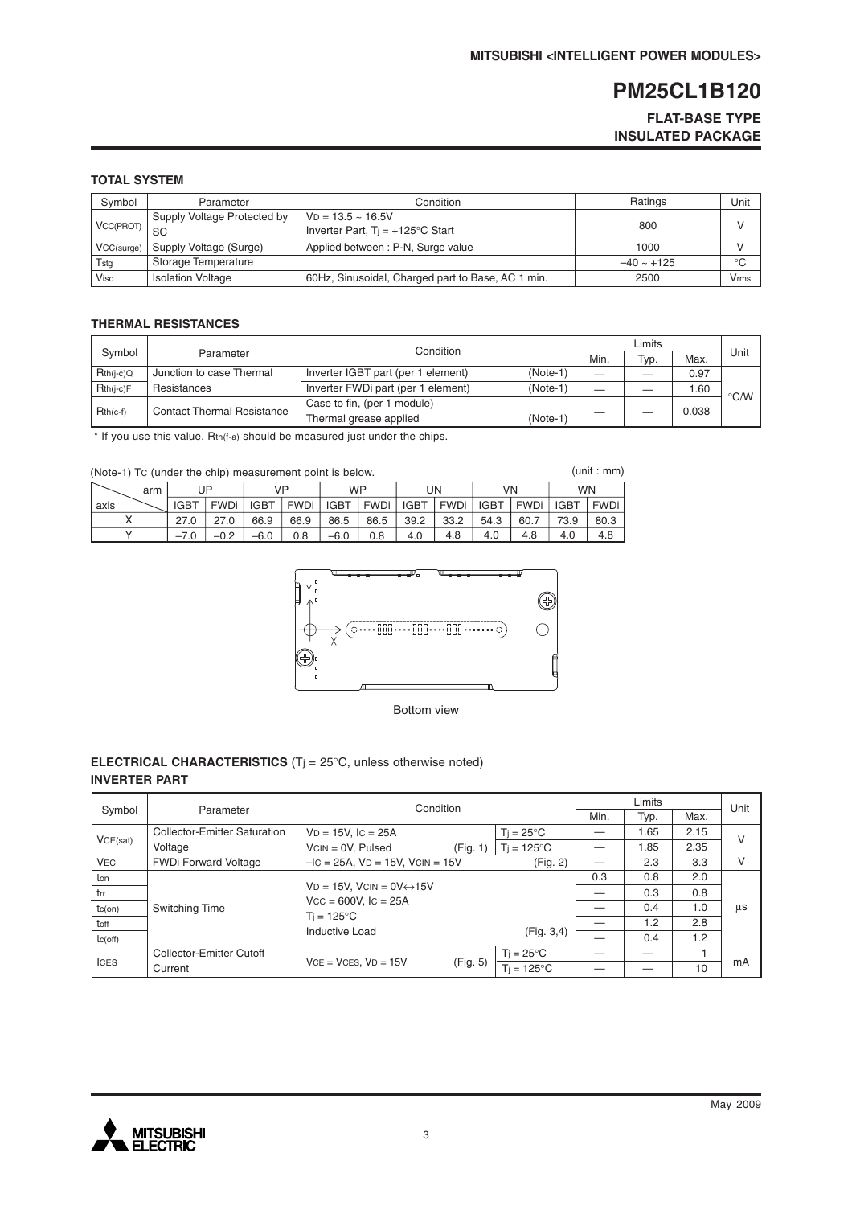## TOTAL SYSTEM

| Symbol | Parameter | Condition | Ratings | Unit |
|---|---|---|---|---|
| $V_{CC(PROT)}$ | Supply Voltage Protected by SC | $V_D$ = 13.5 ~ 16.5V Inverter Part, $T_j$ = +125°C Start | 800 | V |
| $V_{CC(surge)}$ | Supply Voltage (Surge) | Applied between : P-N, Surge value | 1000 | V |
| $T_{stg}$ | Storage Temperature | | –40 ~ +125 | °C |
| $V_{iso}$ | Isolation Voltage | 60Hz, Sinusoidal, Charged part to Base, AC 1 min. | 2500 | Vrms |

## THERMAL RESISTANCES

| Symbol | Parameter | Condition | | Limits | | Unit |
|---|---|---|---|---|---|---|
| | | | Min. | Typ. | Max. | |
| $R_{th(j-c)Q}$ | Junction to case Thermal Resistances | Inverter IGBT part (per 1 element) (Note-1) | — | — | 0.97 | °C/W |
| $R_{th(j-c)F}$ | | Inverter FWDi part (per 1 element) (Note-1) | — | — | 1.60 | °C/W |
| $R_{th(c-f)}$ | Contact Thermal Resistance | Case to fin, (per 1 module) Thermal grease applied (Note-1) | — | — | 0.038 | °C/W |

* If you use this value, $R_{th(f-a)}$ should be measured just under the chips.

(Note-1) $T_C$ (under the chip) measurement point is below. (unit : mm)

| axis \ arm | UP | | VP | | WP | | UN | | VN | | WN | |
|---|---|---|---|---|---|---|---|---|---|---|---|---|
| | IGBT | FWDi | IGBT | FWDi | IGBT | FWDi | IGBT | FWDi | IGBT | FWDi | IGBT | FWDi |
| X | 27.0 | 27.0 | 66.9 | 66.9 | 86.5 | 86.5 | 39.2 | 33.2 | 54.3 | 60.7 | 73.9 | 80.3 |
| Y | –7.0 | –0.2 | –6.0 | 0.8 | –6.0 | 0.8 | 4.0 | 4.8 | 4.0 | 4.8 | 4.0 | 4.8 |

Y

X

Bottom view

## ELECTRICAL CHARACTERISTICS ($T_j$ = 25°C, unless otherwise noted)

### INVERTER PART

| Symbol | Parameter | Condition | | Limits | | | Unit |
|---|---|---|---|---|---|---|---|
| | | | | Min. | Typ. | Max. | |
| $V_{CE(sat)}$ | Collector-Emitter Saturation Voltage | $V_D$ = 15V, $I_C$ = 25A $V_{CIN}$ = 0V, Pulsed (Fig. 1) | $T_j$ = 25°C | — | 1.65 | 2.15 | V |
| | | | $T_j$ = 125°C | — | 1.85 | 2.35 | V |
| $V_{EC}$ | FWDi Forward Voltage | $-I_C$ = 25A, $V_D$ = 15V, $V_{CIN}$ = 15V (Fig. 2) | | — | 2.3 | 3.3 | V |
| $t_{on}$ | Switching Time | $V_D$ = 15V, $V_{CIN}$ = 0V↔15V $V_{CC}$ = 600V, $I_C$ = 25A $T_j$ = 125°C Inductive Load (Fig. 3,4) | | 0.3 | 0.8 | 2.0 | µs |
| $t_{rr}$ | | | | — | 0.3 | 0.8 | µs |
| $t_{c(on)}$ | | | | — | 0.4 | 1.0 | µs |
| $t_{off}$ | | | | — | 1.2 | 2.8 | µs |
| $t_{c(off)}$ | | | | — | 0.4 | 1.2 | µs |
| $I_{CES}$ | Collector-Emitter Cutoff Current | $V_{CE}$ = $V_{CES}$, $V_D$ = 15V (Fig. 5) | $T_j$ = 25°C | — | — | 1 | mA |
| | | | $T_j$ = 125°C | — | — | 10 | mA |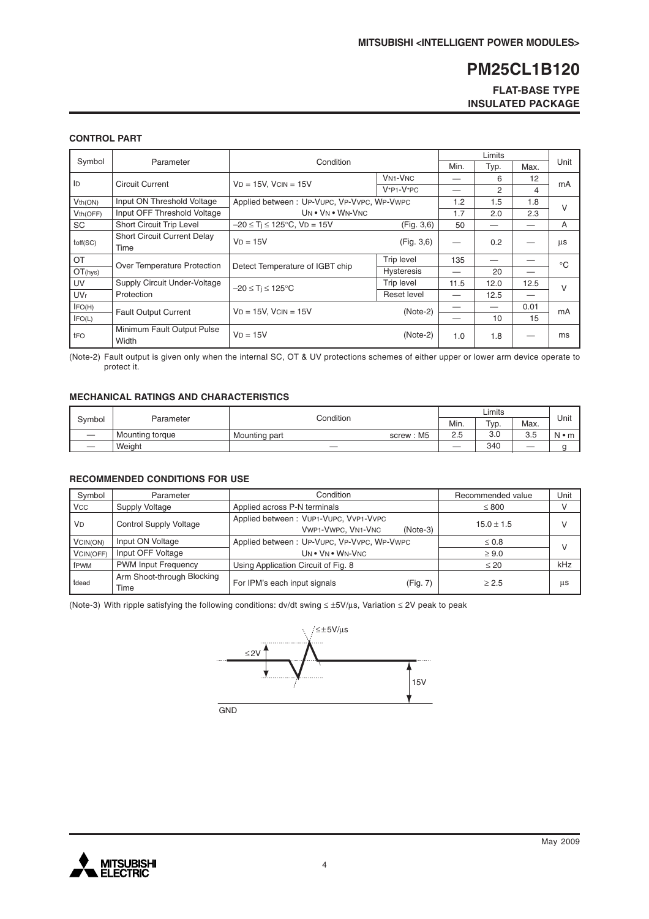# PM25CL1B120

**FLAT-BASE TYPE**
**INSULATED PACKAGE**

### CONTROL PART

| Symbol | Parameter | Condition | | Limits | | | Unit |
|---|---|---|---|---|---|---|---|
| | | | | Min. | Typ. | Max. | |
| $I_D$ | Circuit Current | $V_D$ = 15V, $V_{CIN}$ = 15V | $V_{N1}$-$V_{NC}$ | — | 6 | 12 | mA |
| | | | $V_{*P1}$-$V_{*PC}$ | — | 2 | 4 | |
| $V_{th(ON)}$ | Input ON Threshold Voltage | Applied between : $U_P$-$V_{UPC}$, $V_P$-$V_{VPC}$, $W_P$-$V_{WPC}$ | | 1.2 | 1.5 | 1.8 | V |
| $V_{th(OFF)}$ | Input OFF Threshold Voltage | $U_N$ • $V_N$ • $W_N$-$V_{NC}$ | | 1.7 | 2.0 | 2.3 | |
| SC | Short Circuit Trip Level | $-20 \le T_j \le 125°C$, $V_D$ = 15V | (Fig. 3,6) | 50 | — | — | A |
| $t_{off(SC)}$ | Short Circuit Current Delay Time | $V_D$ = 15V | (Fig. 3,6) | — | 0.2 | — | µs |
| OT | Over Temperature Protection | Detect Temperature of IGBT chip | Trip level | 135 | — | — | °C |
| $OT_{(hys)}$ | | | Hysteresis | — | 20 | — | |
| UV | Supply Circuit Under-Voltage Protection | $-20 \le T_j \le 125°C$ | Trip level | 11.5 | 12.0 | 12.5 | V |
| $UV_r$ | | | Reset level | — | 12.5 | — | |
| $I_{FO(H)}$ | Fault Output Current | $V_D$ = 15V, $V_{CIN}$ = 15V | (Note-2) | — | — | 0.01 | mA |
| $I_{FO(L)}$ | | | | — | 10 | 15 | |
| $t_{FO}$ | Minimum Fault Output Pulse Width | $V_D$ = 15V | (Note-2) | 1.0 | 1.8 | — | ms |

(Note-2) Fault output is given only when the internal SC, OT & UV protections schemes of either upper or lower arm device operate to protect it.

### MECHANICAL RATINGS AND CHARACTERISTICS

| Symbol | Parameter | Condition | | Limits | | | Unit |
|---|---|---|---|---|---|---|---|
| | | | | Min. | Typ. | Max. | |
| — | Mounting torque | Mounting part | screw : M5 | 2.5 | 3.0 | 3.5 | N • m |
| — | Weight | — | | — | 340 | — | g |

### RECOMMENDED CONDITIONS FOR USE

| Symbol | Parameter | Condition | Recommended value | Unit |
|---|---|---|---|---|
| $V_{CC}$ | Supply Voltage | Applied across P-N terminals | ≤ 800 | V |
| $V_D$ | Control Supply Voltage | Applied between : $V_{UP1}$-$V_{UPC}$, $V_{VP1}$-$V_{VPC}$ $V_{WP1}$-$V_{WPC}$, $V_{N1}$-$V_{NC}$ (Note-3) | 15.0 ± 1.5 | V |
| $V_{CIN(ON)}$ | Input ON Voltage | Applied between : $U_P$-$V_{UPC}$, $V_P$-$V_{VPC}$, $W_P$-$V_{WPC}$ | ≤ 0.8 | V |
| $V_{CIN(OFF)}$ | Input OFF Voltage | $U_N$ • $V_N$ • $W_N$-$V_{NC}$ | ≥ 9.0 | |
| $f_{PWM}$ | PWM Input Frequency | Using Application Circuit of Fig. 8 | ≤ 20 | kHz |
| $t_{dead}$ | Arm Shoot-through Blocking Time | For IPM's each input signals (Fig. 7) | ≥ 2.5 | µs |

(Note-3) With ripple satisfying the following conditions: dv/dt swing ≤ ±5V/µs, Variation ≤ 2V peak to peak

≤±5V/µs
≤2V
15V
GND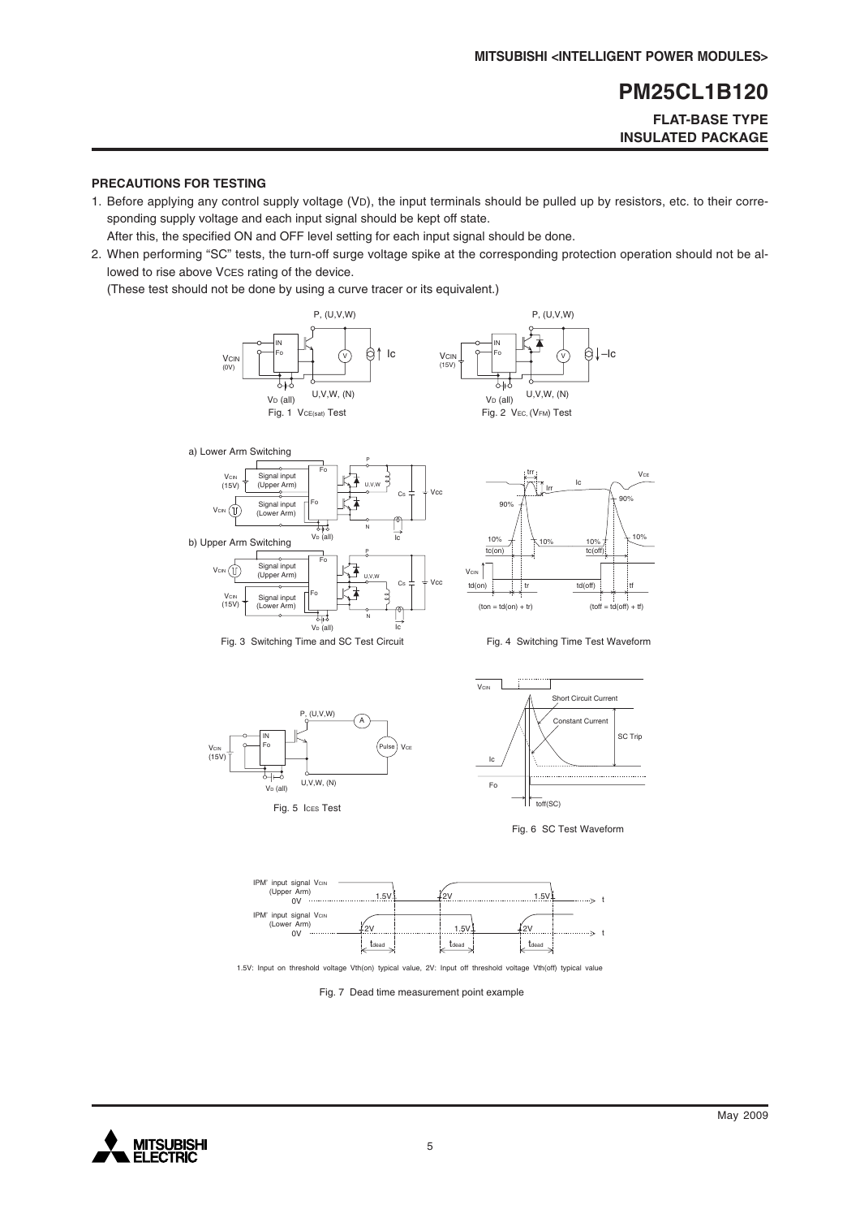## PRECAUTIONS FOR TESTING

1. Before applying any control supply voltage ($V_D$), the input terminals should be pulled up by resistors, etc. to their corresponding supply voltage and each input signal should be kept off state.
   After this, the specified ON and OFF level setting for each input signal should be done.
2. When performing "SC" tests, the turn-off surge voltage spike at the corresponding protection operation should not be allowed to rise above $V_{CES}$ rating of the device.
   (These test should not be done by using a curve tracer or its equivalent.)

P, (U,V,W)
IN
Fo
$V_{CIN}$ (0V)
V
Ic
$V_D$ (all)
U,V,W, (N)

Fig. 1 $V_{CE(sat)}$ Test

P, (U,V,W)
IN
Fo
$V_{CIN}$ (15V)
V
–Ic
$V_D$ (all)
U,V,W, (N)

Fig. 2 $V_{EC}$, ($V_{FM}$) Test

a) Lower Arm Switching

$V_{CIN}$ (15V)
Signal input (Upper Arm)
$V_{CIN}$
Signal input (Lower Arm)
Fo
Fo
P
U,V,W
Cs
Vcc
N
Ic
$V_D$ (all)

b) Upper Arm Switching

$V_{CIN}$
Signal input (Upper Arm)
$V_{CIN}$ (15V)
Signal input (Lower Arm)
Fo
Fo
P
U,V,W
Cs
Vcc
N
Ic
$V_D$ (all)

Fig. 3 Switching Time and SC Test Circuit

trr
Irr
Ic
$V_{CE}$
90%
90%
10%
10%
10%
10%
tc(on)
tc(off)
$V_{CIN}$
td(on)
tr
td(off)
tf
(ton = td(on) + tr)
(toff = td(off) + tf)

Fig. 4 Switching Time Test Waveform

P, (U,V,W)
A
IN
Fo
$V_{CIN}$ (15V)
Pulse
$V_{CE}$
$V_D$ (all)
U,V,W, (N)

Fig. 5 $I_{CES}$ Test

$V_{CIN}$
Short Circuit Current
Constant Current
SC Trip
Ic
Fo
toff(SC)

Fig. 6 SC Test Waveform

IPM' input signal $V_{CIN}$ (Upper Arm)
0V
1.5V
2V
1.5V
t
IPM' input signal $V_{CIN}$ (Lower Arm)
0V
2V
1.5V
2V
t
$t_{dead}$
$t_{dead}$
$t_{dead}$

1.5V: Input on threshold voltage Vth(on) typical value, 2V: Input off threshold voltage Vth(off) typical value

Fig. 7 Dead time measurement point example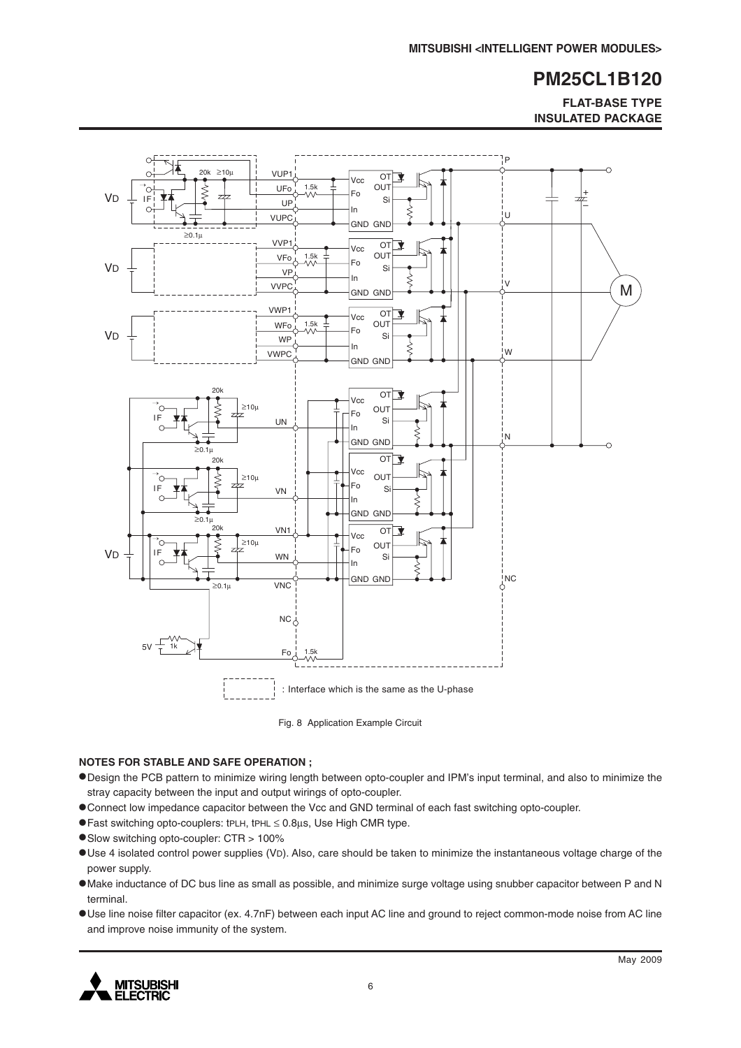Fig. 8 Application Example Circuit

: Interface which is the same as the U-phase

**NOTES FOR STABLE AND SAFE OPERATION ;**

- Design the PCB pattern to minimize wiring length between opto-coupler and IPM's input terminal, and also to minimize the stray capacity between the input and output wirings of opto-coupler.
- Connect low impedance capacitor between the Vcc and GND terminal of each fast switching opto-coupler.
- Fast switching opto-couplers: $t_{PLH}$, $t_{PHL} \leq 0.8\mu s$, Use High CMR type.
- Slow switching opto-coupler: CTR > 100%
- Use 4 isolated control power supplies ($V_D$). Also, care should be taken to minimize the instantaneous voltage charge of the power supply.
- Make inductance of DC bus line as small as possible, and minimize surge voltage using snubber capacitor between P and N terminal.
- Use line noise filter capacitor (ex. 4.7nF) between each input AC line and ground to reject common-mode noise from AC line and improve noise immunity of the system.

May 2009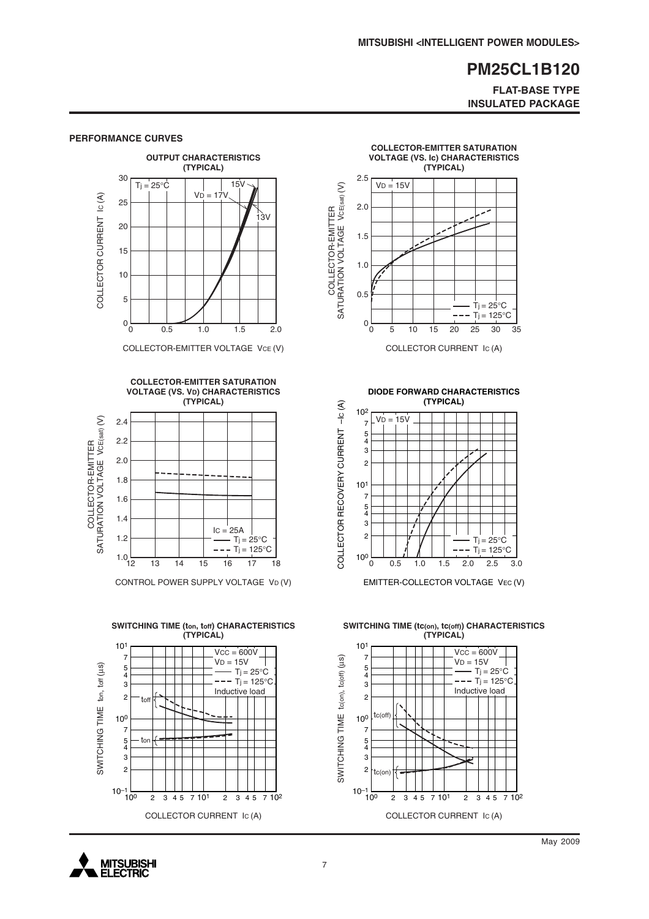MITSUBISHI <INTELLIGENT POWER MODULES>

# PM25CL1B120

**FLAT-BASE TYPE**
**INSULATED PACKAGE**

## PERFORMANCE CURVES

**OUTPUT CHARACTERISTICS (TYPICAL)**

$T_j$ = 25°C
$V_D$ = 17V
15V
13V

COLLECTOR CURRENT $I_C$ (A)
0, 5, 10, 15, 20, 25, 30
COLLECTOR-EMITTER VOLTAGE $V_{CE}$ (V)
0, 0.5, 1.0, 1.5, 2.0

**COLLECTOR-EMITTER SATURATION VOLTAGE (VS. Ic) CHARACTERISTICS (TYPICAL)**

$V_D$ = 15V
$T_j$ = 25°C
$T_j$ = 125°C

COLLECTOR-EMITTER SATURATION VOLTAGE $V_{CE(sat)}$ (V)
0, 0.5, 1.0, 1.5, 2.0, 2.5
COLLECTOR CURRENT $I_C$ (A)
0, 5, 10, 15, 20, 25, 30, 35

**COLLECTOR-EMITTER SATURATION VOLTAGE (VS. $V_D$) CHARACTERISTICS (TYPICAL)**

$I_C$ = 25A
$T_j$ = 25°C
$T_j$ = 125°C

COLLECTOR-EMITTER SATURATION VOLTAGE $V_{CE(sat)}$ (V)
1.0, 1.2, 1.4, 1.6, 1.8, 2.0, 2.2, 2.4
CONTROL POWER SUPPLY VOLTAGE $V_D$ (V)
12, 13, 14, 15, 16, 17, 18

**DIODE FORWARD CHARACTERISTICS (TYPICAL)**

$V_D$ = 15V
$T_j$ = 25°C
$T_j$ = 125°C

COLLECTOR RECOVERY CURRENT $-I_C$ (A)
$10^0$, 2, 3, 4, 5, 7, $10^1$, 2, 3, 4, 5, 7, $10^2$
EMITTER-COLLECTOR VOLTAGE $V_{EC}$ (V)
0, 0.5, 1.0, 1.5, 2.0, 2.5, 3.0

**SWITCHING TIME ($t_{on}$, $t_{off}$) CHARACTERISTICS (TYPICAL)**

$V_{CC}$ = 600V
$V_D$ = 15V
$T_j$ = 25°C
$T_j$ = 125°C
Inductive load
$t_{off}$
$t_{on}$

SWITCHING TIME $t_{on}$, $t_{off}$ (µs)
$10^{-1}$, 2, 3, 4, 5, 7, $10^0$, 2, 3, 4, 5, 7, $10^1$
COLLECTOR CURRENT $I_C$ (A)
$10^0$, 2, 3, 4, 5, 7, $10^1$, 2, 3, 4, 5, 7, $10^2$

**SWITCHING TIME ($t_{c(on)}$, $t_{c(off)}$) CHARACTERISTICS (TYPICAL)**

$V_{CC}$ = 600V
$V_D$ = 15V
$T_j$ = 25°C
$T_j$ = 125°C
Inductive load
$t_{c(off)}$
$t_{c(on)}$

SWITCHING TIME $t_{c(on)}$, $t_{c(off)}$ (µs)
$10^{-1}$, 2, 3, 4, 5, 7, $10^0$, 2, 3, 4, 5, 7, $10^1$
COLLECTOR CURRENT $I_C$ (A)
$10^0$, 2, 3, 4, 5, 7, $10^1$, 2, 3, 4, 5, 7, $10^2$

May 2009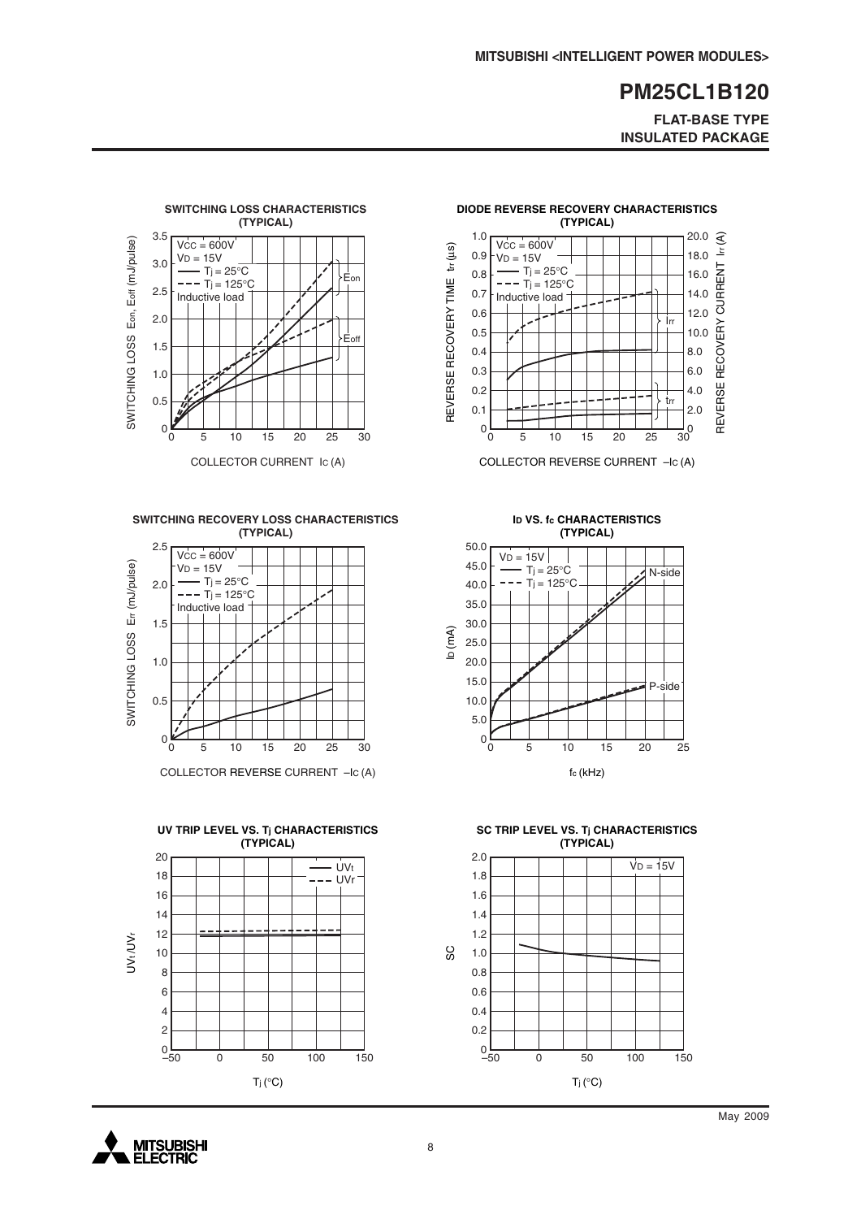**SWITCHING LOSS CHARACTERISTICS (TYPICAL)**

$V_{CC}$ = 600V
$V_D$ = 15V
$T_j$ = 25°C
$T_j$ = 125°C
Inductive load

$E_{on}$
$E_{off}$

SWITCHING LOSS $E_{on}$, $E_{off}$ (mJ/pulse)
3.5, 3.0, 2.5, 2.0, 1.5, 1.0, 0.5, 0

COLLECTOR CURRENT $I_C$ (A)
0, 5, 10, 15, 20, 25, 30

**DIODE REVERSE RECOVERY CHARACTERISTICS (TYPICAL)**

$V_{CC}$ = 600V
$V_D$ = 15V
$T_j$ = 25°C
$T_j$ = 125°C
Inductive load

$I_{rr}$
$t_{rr}$

REVERSE RECOVERY TIME $t_{rr}$ (µs)
1.0, 0.9, 0.8, 0.7, 0.6, 0.5, 0.4, 0.3, 0.2, 0.1, 0

REVERSE RECOVERY CURRENT $I_{rr}$ (A)
20.0, 18.0, 16.0, 14.0, 12.0, 10.0, 8.0, 6.0, 4.0, 2.0, 0

COLLECTOR REVERSE CURRENT $-I_C$ (A)
0, 5, 10, 15, 20, 25, 30

**SWITCHING RECOVERY LOSS CHARACTERISTICS (TYPICAL)**

$V_{CC}$ = 600V
$V_D$ = 15V
$T_j$ = 25°C
$T_j$ = 125°C
Inductive load

SWITCHING LOSS $E_{rr}$ (mJ/pulse)
2.5, 2.0, 1.5, 1.0, 0.5, 0

COLLECTOR REVERSE CURRENT $-I_C$ (A)
0, 5, 10, 15, 20, 25, 30

**$I_D$ VS. $f_c$ CHARACTERISTICS (TYPICAL)**

$V_D$ = 15V
$T_j$ = 25°C
$T_j$ = 125°C

N-side
P-side

$I_D$ (mA)
50.0, 45.0, 40.0, 35.0, 30.0, 25.0, 20.0, 15.0, 10.0, 5.0, 0

$f_c$ (kHz)
0, 5, 10, 15, 20, 25

**UV TRIP LEVEL VS. $T_j$ CHARACTERISTICS (TYPICAL)**

$UV_t$
$UV_r$

$UV_t$/$UV_r$
20, 18, 16, 14, 12, 10, 8, 6, 4, 2, 0

$T_j$ (°C)
–50, 0, 50, 100, 150

**SC TRIP LEVEL VS. $T_j$ CHARACTERISTICS (TYPICAL)**

$V_D$ = 15V

SC
2.0, 1.8, 1.6, 1.4, 1.2, 1.0, 0.8, 0.6, 0.4, 0.2, 0

$T_j$ (°C)
–50, 0, 50, 100, 150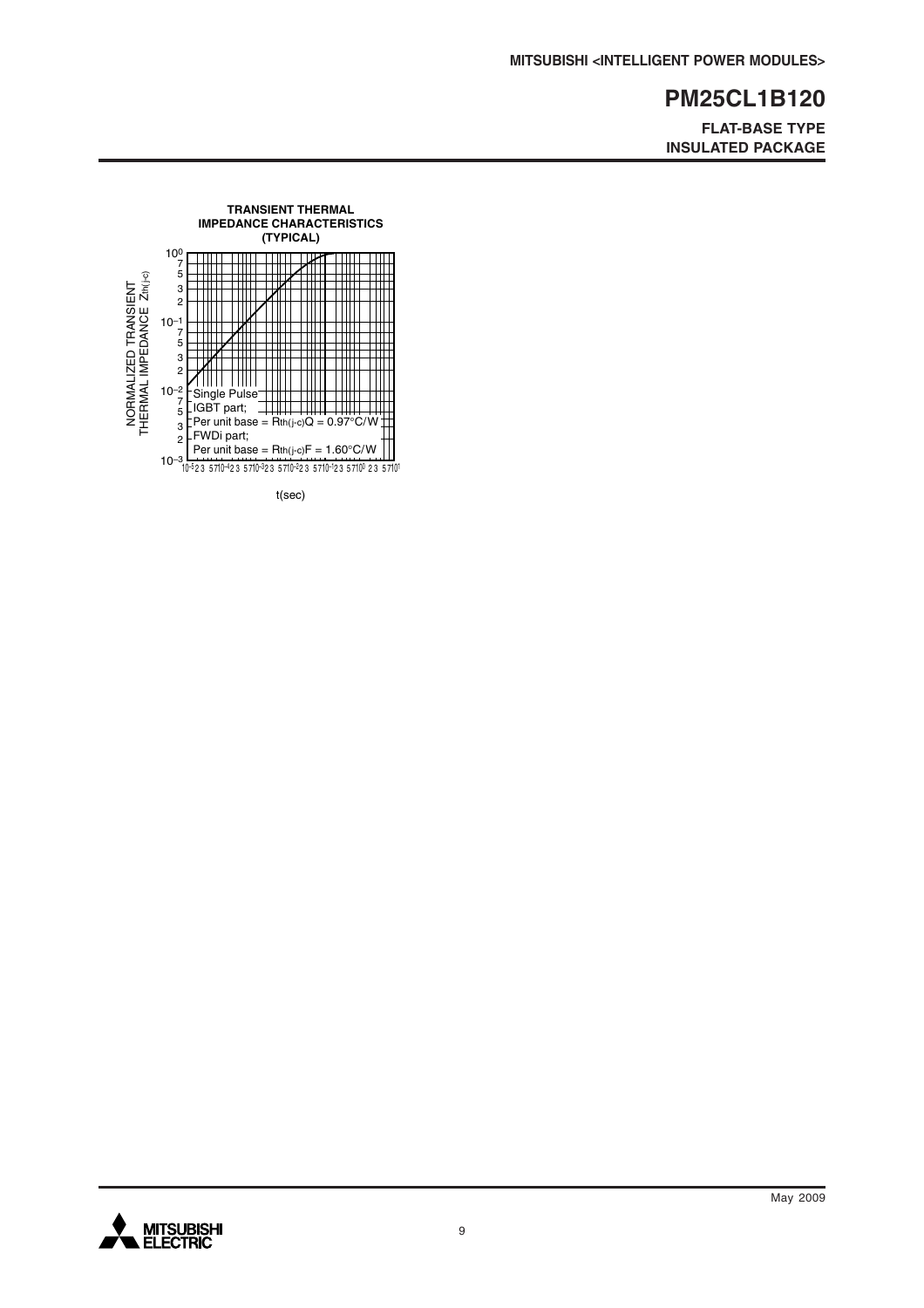# PM25CL1B120

**FLAT-BASE TYPE**
**INSULATED PACKAGE**

**TRANSIENT THERMAL IMPEDANCE CHARACTERISTICS (TYPICAL)**

NORMALIZED TRANSIENT THERMAL IMPEDANCE $Z_{th(j-c)}$

Single Pulse
IGBT part;
Per unit base = $R_{th(j-c)}Q$ = 0.97°C/W
FWDi part;
Per unit base = $R_{th(j-c)}F$ = 1.60°C/W

$10^{0}$ 7 5 3 2 $10^{-1}$ 7 5 3 2 $10^{-2}$ 7 5 3 2 $10^{-3}$

$10^{-5}$ 2 3 5 7 $10^{-4}$ 2 3 5 7 $10^{-3}$ 2 3 5 7 $10^{-2}$ 2 3 5 7 $10^{-1}$ 2 3 5 7 $10^{0}$ 2 3 5 7 $10^{1}$

t(sec)

May 2009